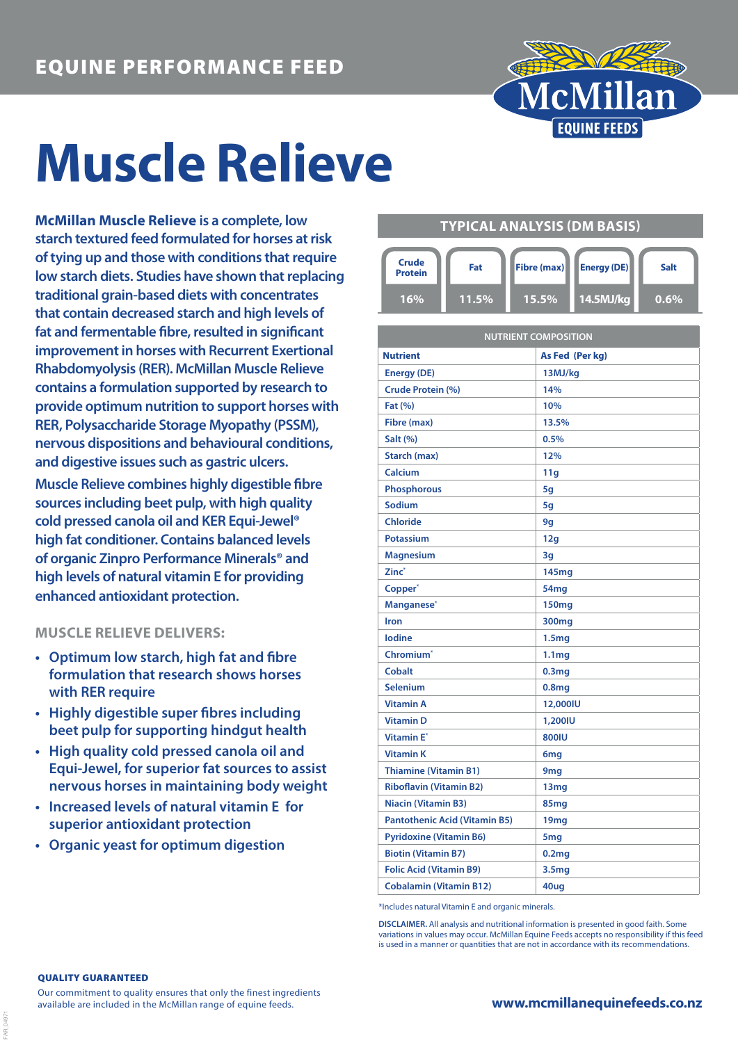EQUINE PERFORMANCE FEED

McMillan EQUINE FEEDS

# Muscle Relieve

**McMillan Muscle Relieve** is a complete, low starch textured feed formulated for horses at risk of tying up and those with conditions that require low starch diets. Studies have shown that replacing traditional grain-based diets with concentrates that contain decreased starch and high levels of fat and fermentable fibre, resulted in significant improvement in horses with Recurrent Exertional Rhabdomyolysis (RER). McMillan Muscle Relieve contains a formulation supported by research to provide optimum nutrition to support horses with RER, Polysaccharide Storage Myopathy (PSSM), nervous dispositions and behavioural conditions, and digestive issues such as gastric ulcers.

Muscle Relieve combines highly digestible fibre sources including beet pulp, with high quality cold pressed canola oil and KER Equi-Jewel® high fat conditioner. Contains balanced levels of organic Zinpro Performance Minerals® and high levels of natural vitamin E for providing enhanced antioxidant protection.

## MUSCLE RELIEVE DELIVERS:

- Optimum low starch, high fat and fibre formulation that research shows horses with RER require
- Highly digestible super fibres including beet pulp for supporting hindgut health
- High quality cold pressed canola oil and Equi-Jewel, for superior fat sources to assist nervous horses in maintaining body weight
- Increased levels of natural vitamin E for superior antioxidant protection
- Organic yeast for optimum digestion

## TYPICAL ANALYSIS (DM BASIS)

| Crude Protein | Fat | Fibre (max) | Energy (DE) | Salt |
|---|---|---|---|---|
| 16% | 11.5% | 15.5% | 14.5MJ/kg | 0.6% |

| NUTRIENT COMPOSITION | |
|---|---|
| **Nutrient** | **As Fed (Per kg)** |
| Energy (DE) | 13MJ/kg |
| Crude Protein (%) | 14% |
| Fat (%) | 10% |
| Fibre (max) | 13.5% |
| Salt (%) | 0.5% |
| Starch (max) | 12% |
| Calcium | 11g |
| Phosphorous | 5g |
| Sodium | 5g |
| Chloride | 9g |
| Potassium | 12g |
| Magnesium | 3g |
| Zinc* | 145mg |
| Copper* | 54mg |
| Manganese* | 150mg |
| Iron | 300mg |
| Iodine | 1.5mg |
| Chromium* | 1.1mg |
| Cobalt | 0.3mg |
| Selenium | 0.8mg |
| Vitamin A | 12,000IU |
| Vitamin D | 1,200IU |
| Vitamin E* | 800IU |
| Vitamin K | 6mg |
| Thiamine (Vitamin B1) | 9mg |
| Riboflavin (Vitamin B2) | 13mg |
| Niacin (Vitamin B3) | 85mg |
| Pantothenic Acid (Vitamin B5) | 19mg |
| Pyridoxine (Vitamin B6) | 5mg |
| Biotin (Vitamin B7) | 0.2mg |
| Folic Acid (Vitamin B9) | 3.5mg |
| Cobalamin (Vitamin B12) | 40ug |

*Includes natural Vitamin E and organic minerals.

**DISCLAIMER.** All analysis and nutritional information is presented in good faith. Some variations in values may occur. McMillan Equine Feeds accepts no responsibility if this feed is used in a manner or quantities that are not in accordance with its recommendations.

**QUALITY GUARANTEED**

Our commitment to quality ensures that only the finest ingredients available are included in the McMillan range of equine feeds.

**www.mcmillanequinefeeds.co.nz**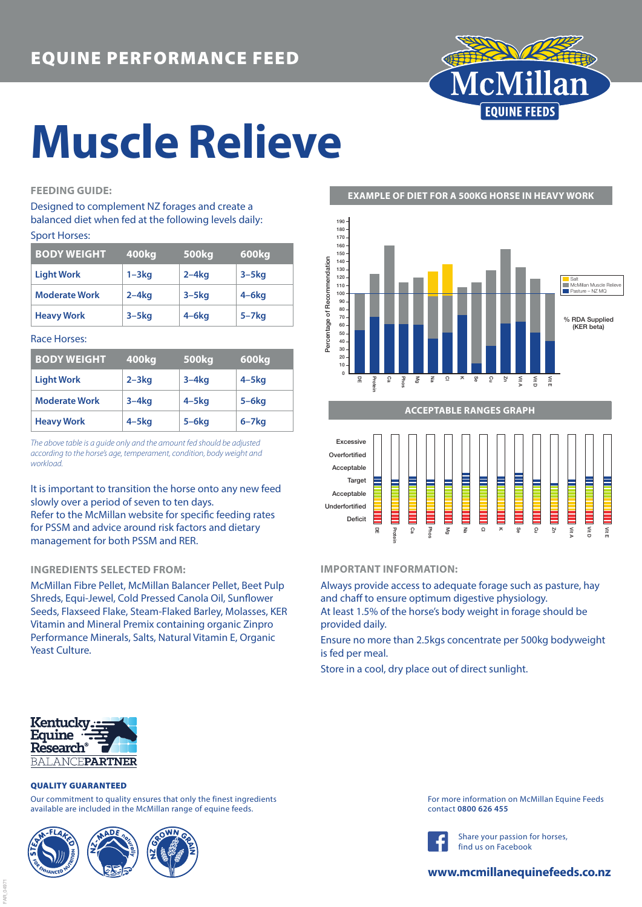## EQUINE PERFORMANCE FEED

McMillan
EQUINE FEEDS

# Muscle Relieve

### FEEDING GUIDE:

Designed to complement NZ forages and create a balanced diet when fed at the following levels daily:

Sport Horses:

| BODY WEIGHT | 400kg | 500kg | 600kg |
|---|---|---|---|
| Light Work | 1–3kg | 2–4kg | 3–5kg |
| Moderate Work | 2–4kg | 3–5kg | 4–6kg |
| Heavy Work | 3–5kg | 4–6kg | 5–7kg |

Race Horses:

| BODY WEIGHT | 400kg | 500kg | 600kg |
|---|---|---|---|
| Light Work | 2–3kg | 3–5kg | 4–5kg |
| Moderate Work | 3–4kg | 4–5kg | 5–6kg |
| Heavy Work | 4–5kg | 5–6kg | 6–7kg |

*The above table is a guide only and the amount fed should be adjusted according to the horse's age, temperament, condition, body weight and workload.*

It is important to transition the horse onto any new feed slowly over a period of seven to ten days.
Refer to the McMillan website for specific feeding rates for PSSM and advice around risk factors and dietary management for both PSSM and RER.

### EXAMPLE OF DIET FOR A 500KG HORSE IN HEAVY WORK

Percentage of Recommendation
0 10 20 30 40 50 60 70 80 90 100 110 120 130 140 150 160 170 180 190
DE Protein Ca Phos Mg Na Cl K Se Cu Zn Vit A Vit D Vit E
Salt
McMillan Muscle Relieve
Pasture – NZ MQ
% RDA Supplied (KER beta)

### ACCEPTABLE RANGES GRAPH

Excessive
Overfortified
Acceptable
Target
Acceptable
Underfortified
Deficit
DE Protein Ca Phos Mg Na Cl K Se Cu Zn Vit A Vit D Vit E

### INGREDIENTS SELECTED FROM:

McMillan Fibre Pellet, McMillan Balancer Pellet, Beet Pulp Shreds, Equi-Jewel, Cold Pressed Canola Oil, Sunflower Seeds, Flaxseed Flake, Steam-Flaked Barley, Molasses, KER Vitamin and Mineral Premix containing organic Zinpro Performance Minerals, Salts, Natural Vitamin E, Organic Yeast Culture.

### IMPORTANT INFORMATION:

Always provide access to adequate forage such as pasture, hay and chaff to ensure optimum digestive physiology.
At least 1.5% of the horse's body weight in forage should be provided daily.

Ensure no more than 2.5kgs concentrate per 500kg bodyweight is fed per meal.

Store in a cool, dry place out of direct sunlight.

Kentucky Equine Research® BALANCEPARTNER

### QUALITY GUARANTEED

Our commitment to quality ensures that only the finest ingredients available are included in the McMillan range of equine feeds.

STEAM-FLAKED FOR ENHANCED NUTRITION · NZ-MADE naturally · NZ GROWN GRAIN

For more information on McMillan Equine Feeds contact **0800 626 455**

Share your passion for horses, find us on Facebook

**www.mcmillanequinefeeds.co.nz**